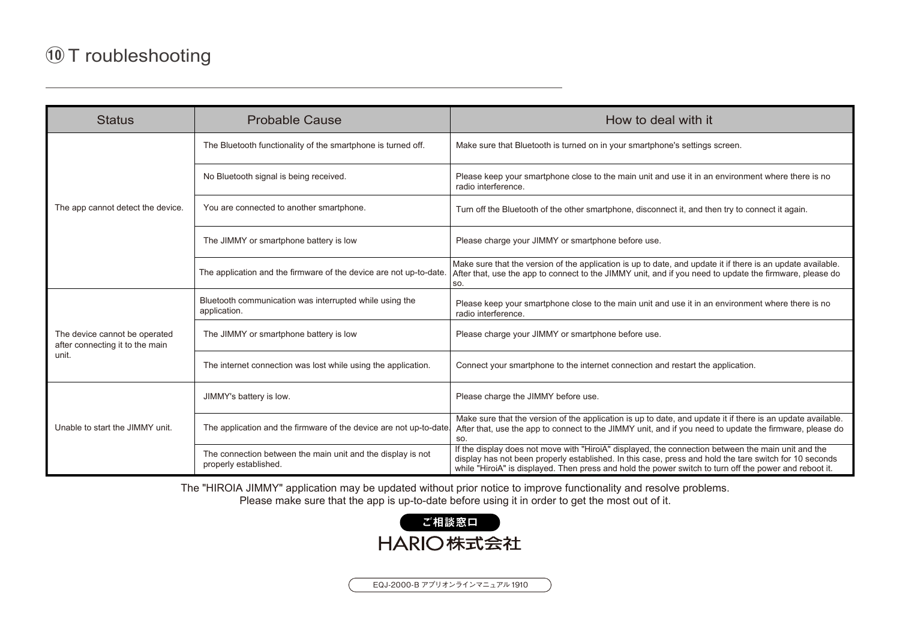# ⑩ T roubleshooting

| Status | Probable Cause | How to deal with it |
|---|---|---|
| The app cannot detect the device. | The Bluetooth functionality of the smartphone is turned off. | Make sure that Bluetooth is turned on in your smartphone's settings screen. |
| | No Bluetooth signal is being received. | Please keep your smartphone close to the main unit and use it in an environment where there is no radio interference. |
| | You are connected to another smartphone. | Turn off the Bluetooth of the other smartphone, disconnect it, and then try to connect it again. |
| | The JIMMY or smartphone battery is low | Please charge your JIMMY or smartphone before use. |
| | The application and the firmware of the device are not up-to-date. | Make sure that the version of the application is up to date, and update it if there is an update available. After that, use the app to connect to the JIMMY unit, and if you need to update the firmware, please do so. |
| The device cannot be operated after connecting it to the main unit. | Bluetooth communication was interrupted while using the application. | Please keep your smartphone close to the main unit and use it in an environment where there is no radio interference. |
| | The JIMMY or smartphone battery is low | Please charge your JIMMY or smartphone before use. |
| | The internet connection was lost while using the application. | Connect your smartphone to the internet connection and restart the application. |
| Unable to start the JIMMY unit. | JIMMY's battery is low. | Please charge the JIMMY before use. |
| | The application and the firmware of the device are not up-to-date. | Make sure that the version of the application is up to date, and update it if there is an update available. After that, use the app to connect to the JIMMY unit, and if you need to update the firmware, please do so. |
| | The connection between the main unit and the display is not properly established. | If the display does not move with "HiroiA" displayed, the connection between the main unit and the display has not been properly established. In this case, press and hold the tare switch for 10 seconds while "HiroiA" is displayed. Then press and hold the power switch to turn off the power and reboot it. |

The "HIROIA JIMMY" application may be updated without prior notice to improve functionality and resolve problems.
Please make sure that the app is up-to-date before using it in order to get the most out of it.

ご相談窓口

HARIO株式会社

EQJ-2000-B アプリオンラインマニュアル 1910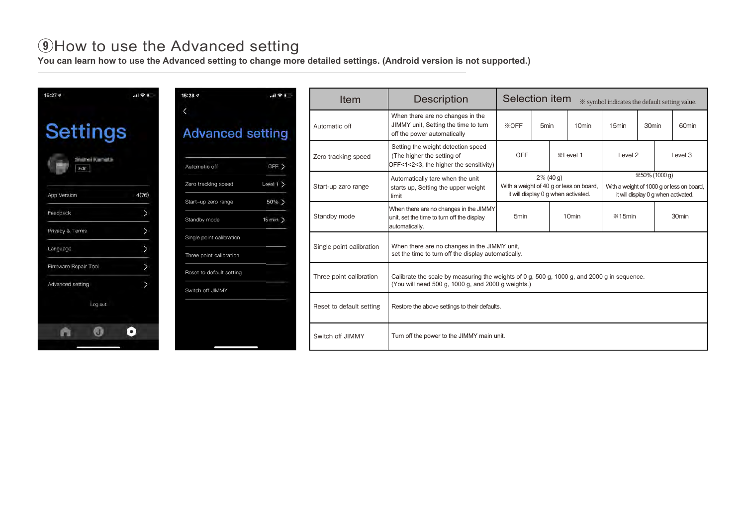# ⑨How to use the Advanced setting

**You can learn how to use the Advanced setting to change more detailed settings. (Android version is not supported.)**

15:27

Settings

Edit

App Version 4(76)

Feedback

Privacy & Terms

Language

Firmware Repair Tool

Advanced setting

Log out

15:28

Advanced setting

Automatic off OFF

Zero tracking speed Level 1

Start-up zero range 50%

Standby mode 15 min

Single point calibration

Three point calibration

Reset to default setting

Switch off JIMMY

| Item | Description | Selection item ※ symbol indicates the default setting value. | | | | | |
|---|---|---|---|---|---|---|---|
| Automatic off | When there are no changes in the JIMMY unit, Setting the time to turn off the power automatically | ※OFF | 5min | 10min | 15min | 30min | 60min |
| Zero tracking speed | Setting the weight detection speed (The higher the setting of OFF<1<2<3, the higher the sensitivity) | OFF | ※Level 1 | | Level 2 | Level 3 | |
| Start-up zaro range | Automatically tare when the unit starts up, Setting the upper weight limit | 2% (40 g) With a weight of 40 g or less on board, it will display 0 g when activated. | | | ※50% (1000 g) With a weight of 1000 g or less on board, it will display 0 g when activated. | | |
| Standby mode | When there are no changes in the JIMMY unit, set the time to turn off the display automatically. | 5min | 10min | | ※15min | 30min | |
| Single point calibration | When there are no changes in the JIMMY unit, set the time to turn off the display automatically. | | | | | | |
| Three point calibration | Calibrate the scale by measuring the weights of 0 g, 500 g, 1000 g, and 2000 g in sequence. (You will need 500 g, 1000 g, and 2000 g weights.) | | | | | | |
| Reset to default setting | Restore the above settings to their defaults. | | | | | | |
| Switch off JIMMY | Turn off the power to the JIMMY main unit. | | | | | | |